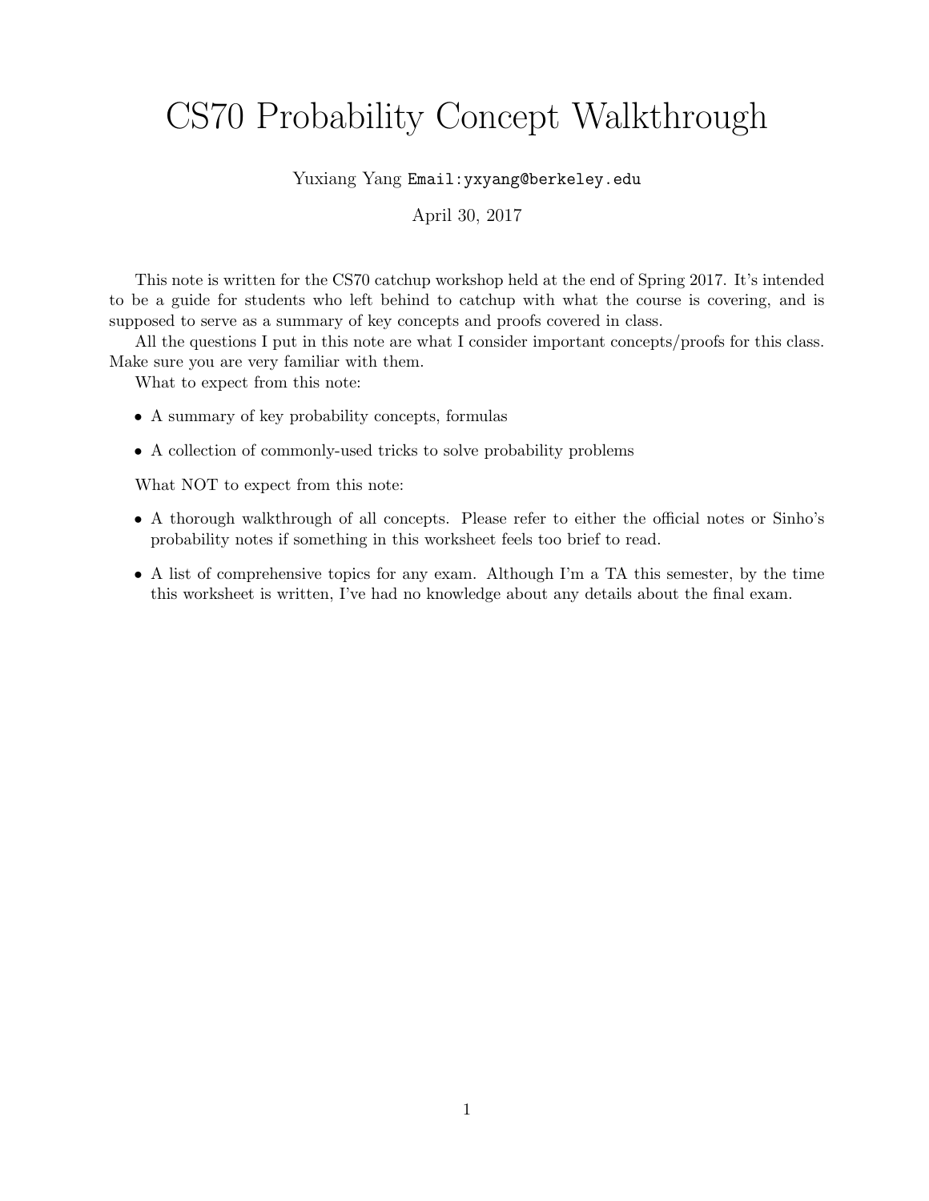# CS70 Probability Concept Walkthrough

Yuxiang Yang `Email:yxyang@berkeley.edu`

April 30, 2017

This note is written for the CS70 catchup workshop held at the end of Spring 2017. It's intended to be a guide for students who left behind to catchup with what the course is covering, and is supposed to serve as a summary of key concepts and proofs covered in class.

All the questions I put in this note are what I consider important concepts/proofs for this class. Make sure you are very familiar with them.

What to expect from this note:

- A summary of key probability concepts, formulas
- A collection of commonly-used tricks to solve probability problems

What NOT to expect from this note:

- A thorough walkthrough of all concepts. Please refer to either the official notes or Sinho's probability notes if something in this worksheet feels too brief to read.
- A list of comprehensive topics for any exam. Although I'm a TA this semester, by the time this worksheet is written, I've had no knowledge about any details about the final exam.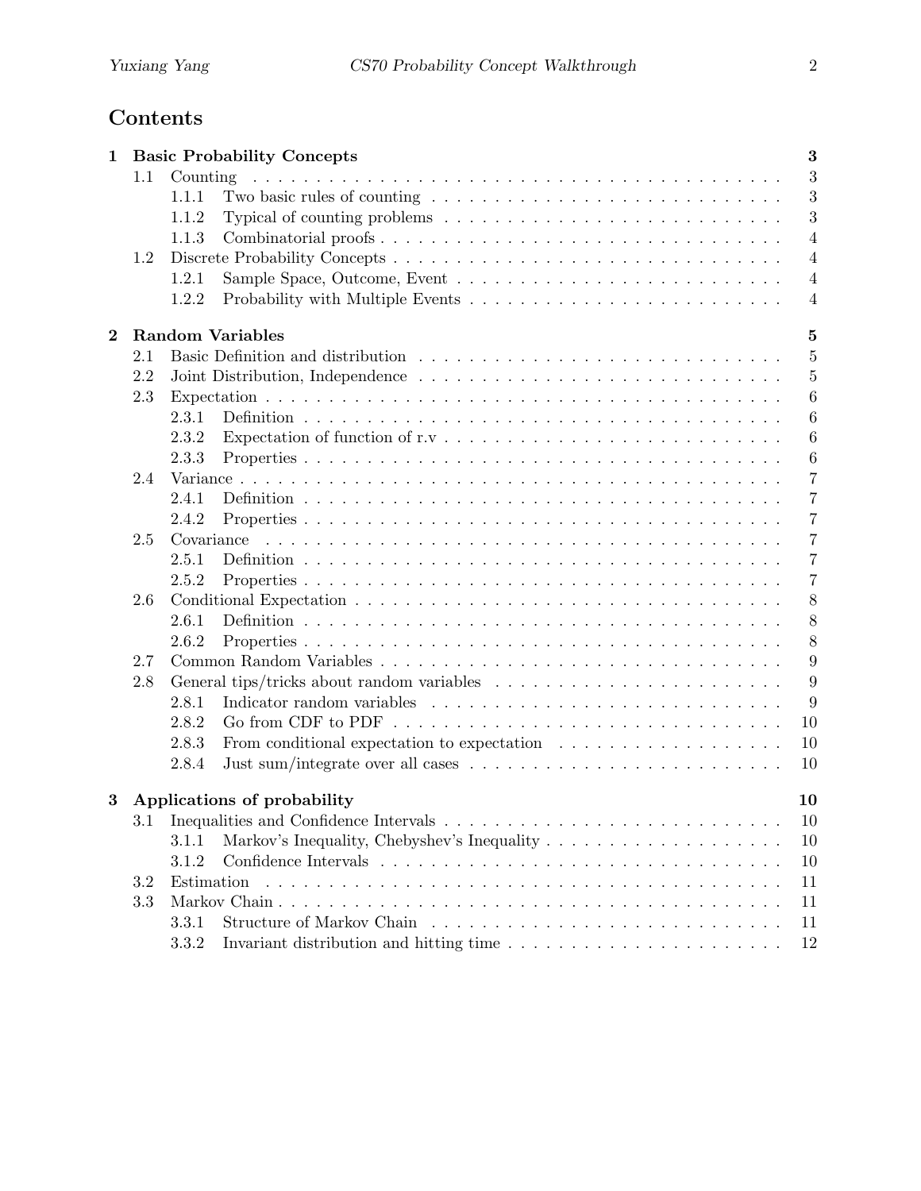# Contents

**1 Basic Probability Concepts** — **3**

- 1.1 Counting — 3
  - 1.1.1 Two basic rules of counting — 3
  - 1.1.2 Typical of counting problems — 3
  - 1.1.3 Combinatorial proofs — 4
- 1.2 Discrete Probability Concepts — 4
  - 1.2.1 Sample Space, Outcome, Event — 4
  - 1.2.2 Probability with Multiple Events — 4

**2 Random Variables** — **5**

- 2.1 Basic Definition and distribution — 5
- 2.2 Joint Distribution, Independence — 5
- 2.3 Expectation — 6
  - 2.3.1 Definition — 6
  - 2.3.2 Expectation of function of r.v — 6
  - 2.3.3 Properties — 6
- 2.4 Variance — 7
  - 2.4.1 Definition — 7
  - 2.4.2 Properties — 7
- 2.5 Covariance — 7
  - 2.5.1 Definition — 7
  - 2.5.2 Properties — 7
- 2.6 Conditional Expectation — 8
  - 2.6.1 Definition — 8
  - 2.6.2 Properties — 8
- 2.7 Common Random Variables — 9
- 2.8 General tips/tricks about random variables — 9
  - 2.8.1 Indicator random variables — 9
  - 2.8.2 Go from CDF to PDF — 10
  - 2.8.3 From conditional expectation to expectation — 10
  - 2.8.4 Just sum/integrate over all cases — 10

**3 Applications of probability** — **10**

- 3.1 Inequalities and Confidence Intervals — 10
  - 3.1.1 Markov's Inequality, Chebyshev's Inequality — 10
  - 3.1.2 Confidence Intervals — 10
- 3.2 Estimation — 11
- 3.3 Markov Chain — 11
  - 3.3.1 Structure of Markov Chain — 11
  - 3.3.2 Invariant distribution and hitting time — 12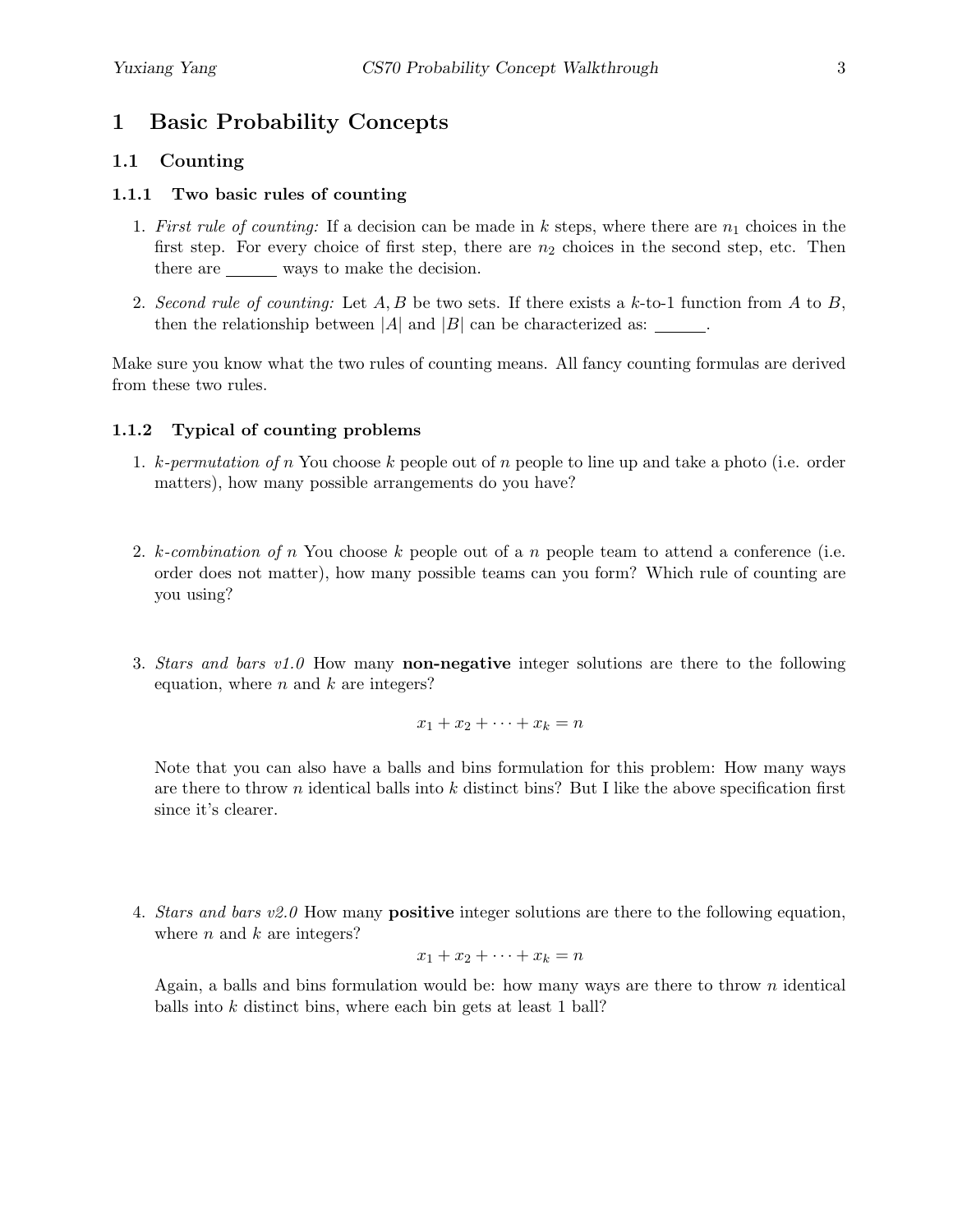# 1 Basic Probability Concepts

## 1.1 Counting

### 1.1.1 Two basic rules of counting

1. *First rule of counting:* If a decision can be made in $k$ steps, where there are $n_1$ choices in the first step. For every choice of first step, there are $n_2$ choices in the second step, etc. Then there are ______ ways to make the decision.

2. *Second rule of counting:* Let $A, B$ be two sets. If there exists a $k$-to-1 function from $A$ to $B$, then the relationship between $|A|$ and $|B|$ can be characterized as: ______.

Make sure you know what the two rules of counting means. All fancy counting formulas are derived from these two rules.

### 1.1.2 Typical of counting problems

1. *$k$-permutation of $n$* You choose $k$ people out of $n$ people to line up and take a photo (i.e. order matters), how many possible arrangements do you have?

2. *$k$-combination of $n$* You choose $k$ people out of a $n$ people team to attend a conference (i.e. order does not matter), how many possible teams can you form? Which rule of counting are you using?

3. *Stars and bars v1.0* How many **non-negative** integer solutions are there to the following equation, where $n$ and $k$ are integers?

$$x_1 + x_2 + \cdots + x_k = n$$

   Note that you can also have a balls and bins formulation for this problem: How many ways are there to throw $n$ identical balls into $k$ distinct bins? But I like the above specification first since it's clearer.

4. *Stars and bars v2.0* How many **positive** integer solutions are there to the following equation, where $n$ and $k$ are integers?

$$x_1 + x_2 + \cdots + x_k = n$$

   Again, a balls and bins formulation would be: how many ways are there to throw $n$ identical balls into $k$ distinct bins, where each bin gets at least 1 ball?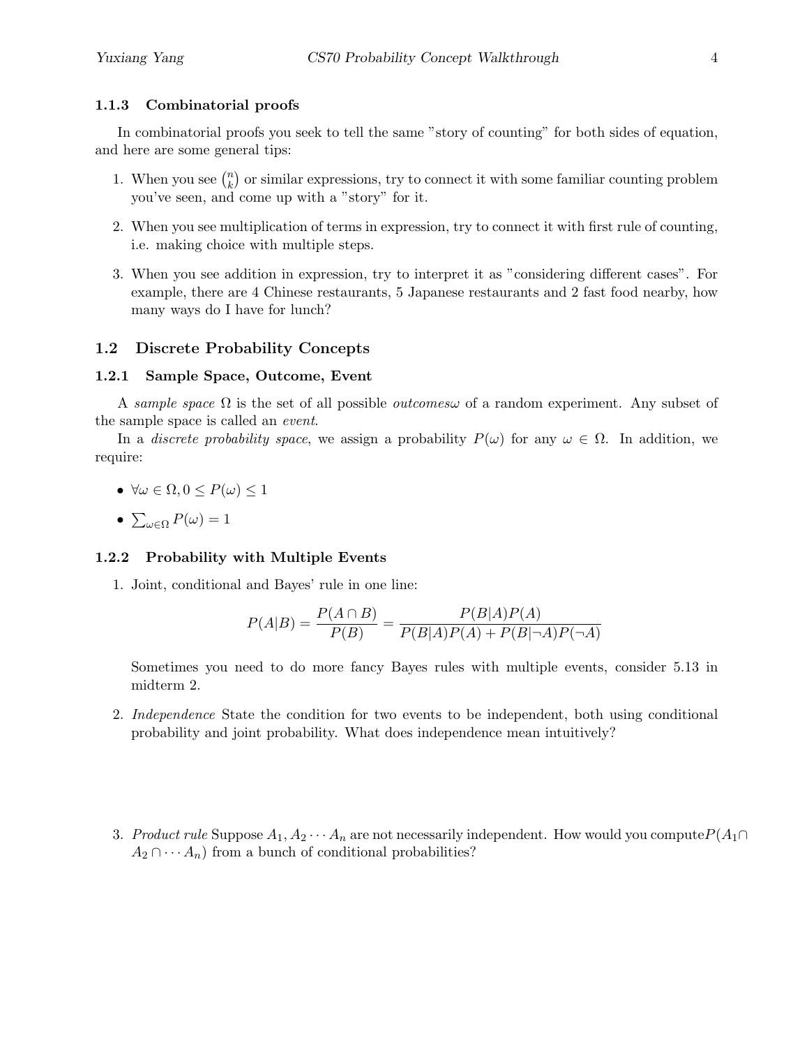### 1.1.3 Combinatorial proofs

In combinatorial proofs you seek to tell the same "story of counting" for both sides of equation, and here are some general tips:

1. When you see $\binom{n}{k}$ or similar expressions, try to connect it with some familiar counting problem you've seen, and come up with a "story" for it.
2. When you see multiplication of terms in expression, try to connect it with first rule of counting, i.e. making choice with multiple steps.
3. When you see addition in expression, try to interpret it as "considering different cases". For example, there are 4 Chinese restaurants, 5 Japanese restaurants and 2 fast food nearby, how many ways do I have for lunch?

## 1.2 Discrete Probability Concepts

### 1.2.1 Sample Space, Outcome, Event

A *sample space* $\Omega$ is the set of all possible *outcomes*$\omega$ of a random experiment. Any subset of the sample space is called an *event*.

In a *discrete probability space*, we assign a probability $P(\omega)$ for any $\omega \in \Omega$. In addition, we require:

- $\forall \omega \in \Omega, 0 \leq P(\omega) \leq 1$
- $\sum_{\omega \in \Omega} P(\omega) = 1$

### 1.2.2 Probability with Multiple Events

1. Joint, conditional and Bayes' rule in one line:

$$P(A|B) = \frac{P(A \cap B)}{P(B)} = \frac{P(B|A)P(A)}{P(B|A)P(A) + P(B|\neg A)P(\neg A)}$$

   Sometimes you need to do more fancy Bayes rules with multiple events, consider 5.13 in midterm 2.

2. *Independence* State the condition for two events to be independent, both using conditional probability and joint probability. What does independence mean intuitively?

3. *Product rule* Suppose $A_1, A_2 \cdots A_n$ are not necessarily independent. How would you compute$P(A_1 \cap A_2 \cap \cdots A_n)$ from a bunch of conditional probabilities?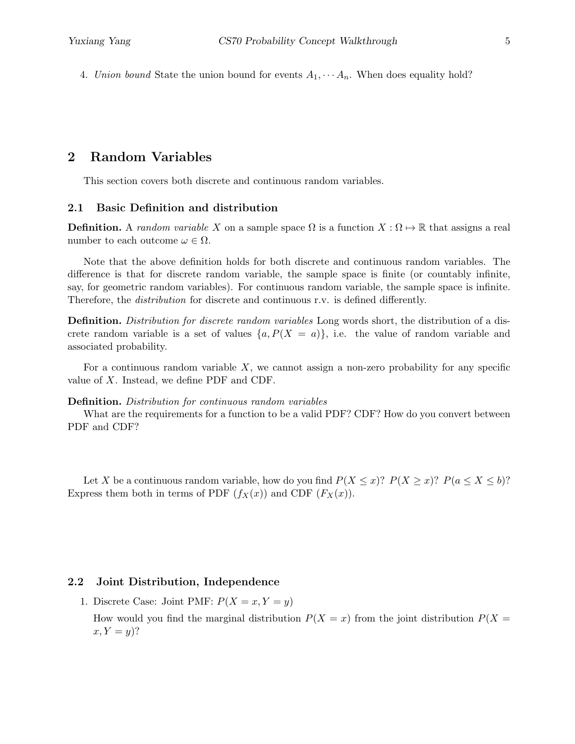4. *Union bound* State the union bound for events $A_1, \cdots A_n$. When does equality hold?

## 2 Random Variables

This section covers both discrete and continuous random variables.

### 2.1 Basic Definition and distribution

**Definition.** A *random variable* $X$ on a sample space $\Omega$ is a function $X : \Omega \mapsto \mathbb{R}$ that assigns a real number to each outcome $\omega \in \Omega$.

Note that the above definition holds for both discrete and continuous random variables. The difference is that for discrete random variable, the sample space is finite (or countably infinite, say, for geometric random variables). For continuous random variable, the sample space is infinite. Therefore, the *distribution* for discrete and continuous r.v. is defined differently.

**Definition.** *Distribution for discrete random variables* Long words short, the distribution of a discrete random variable is a set of values $\{a, P(X = a)\}$, i.e. the value of random variable and associated probability.

For a continuous random variable $X$, we cannot assign a non-zero probability for any specific value of $X$. Instead, we define PDF and CDF.

**Definition.** *Distribution for continuous random variables*

What are the requirements for a function to be a valid PDF? CDF? How do you convert between PDF and CDF?

Let $X$ be a continuous random variable, how do you find $P(X \leq x)$? $P(X \geq x)$? $P(a \leq X \leq b)$? Express them both in terms of PDF ($f_X(x)$) and CDF ($F_X(x)$).

### 2.2 Joint Distribution, Independence

1. Discrete Case: Joint PMF: $P(X = x, Y = y)$

   How would you find the marginal distribution $P(X = x)$ from the joint distribution $P(X = x, Y = y)$?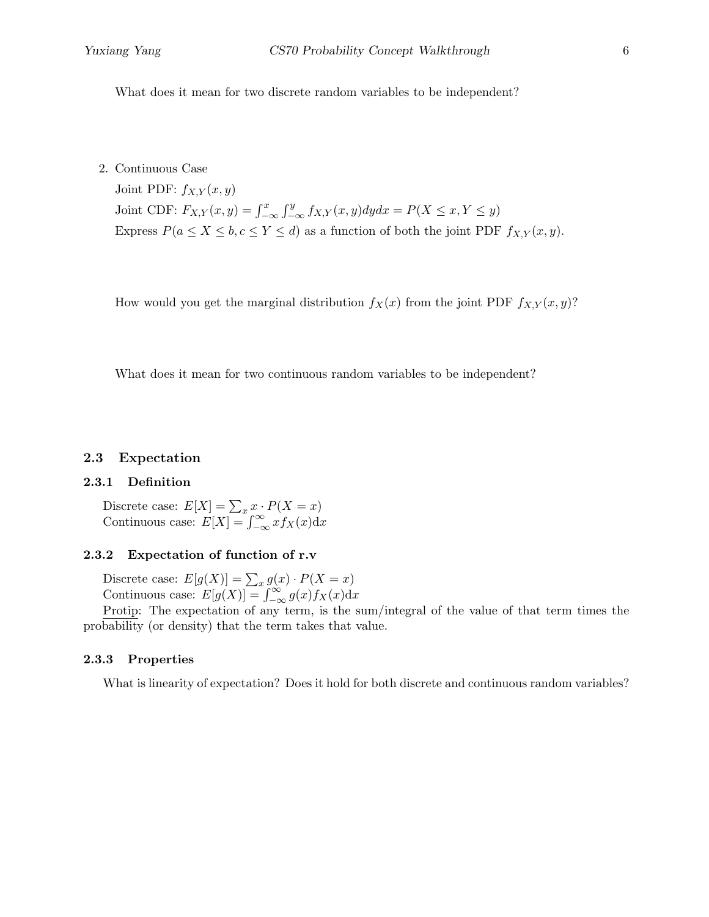What does it mean for two discrete random variables to be independent?

2. Continuous Case

   Joint PDF: $f_{X,Y}(x, y)$

   Joint CDF: $F_{X,Y}(x, y) = \int_{-\infty}^{x} \int_{-\infty}^{y} f_{X,Y}(x, y) dy dx = P(X \leq x, Y \leq y)$

   Express $P(a \leq X \leq b, c \leq Y \leq d)$ as a function of both the joint PDF $f_{X,Y}(x, y)$.

   How would you get the marginal distribution $f_X(x)$ from the joint PDF $f_{X,Y}(x, y)$?

   What does it mean for two continuous random variables to be independent?

## 2.3 Expectation

### 2.3.1 Definition

Discrete case: $E[X] = \sum_x x \cdot P(X = x)$

Continuous case: $E[X] = \int_{-\infty}^{\infty} x f_X(x) \mathrm{d}x$

### 2.3.2 Expectation of function of r.v

Discrete case: $E[g(X)] = \sum_x g(x) \cdot P(X = x)$

Continuous case: $E[g(X)] = \int_{-\infty}^{\infty} g(x) f_X(x) \mathrm{d}x$

Protip: The expectation of any term, is the sum/integral of the value of that term times the probability (or density) that the term takes that value.

### 2.3.3 Properties

What is linearity of expectation? Does it hold for both discrete and continuous random variables?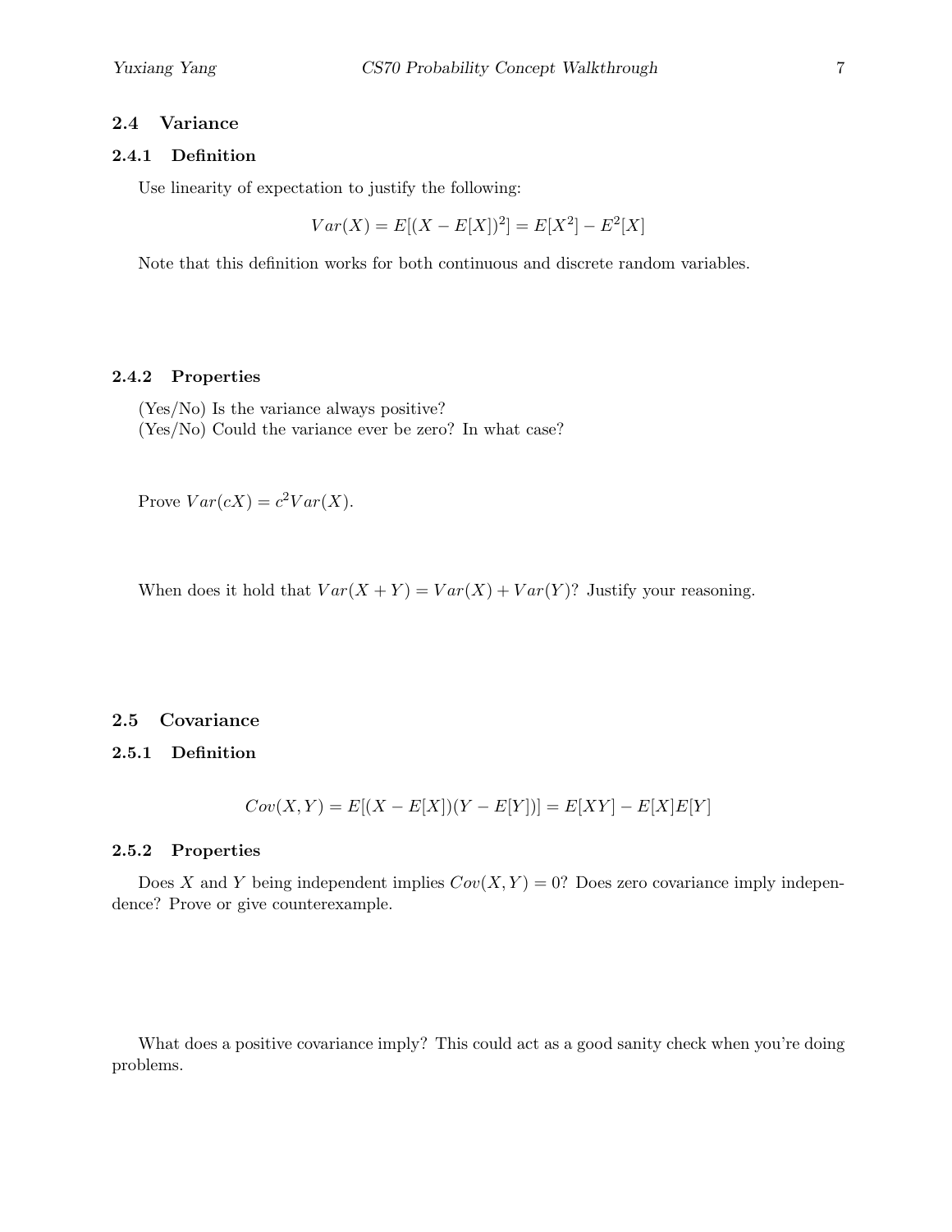### 2.4 Variance

#### 2.4.1 Definition

Use linearity of expectation to justify the following:

$$Var(X) = E[(X - E[X])^2] = E[X^2] - E^2[X]$$

Note that this definition works for both continuous and discrete random variables.

#### 2.4.2 Properties

(Yes/No) Is the variance always positive?
(Yes/No) Could the variance ever be zero? In what case?

Prove $Var(cX) = c^2 Var(X)$.

When does it hold that $Var(X + Y) = Var(X) + Var(Y)$? Justify your reasoning.

### 2.5 Covariance

#### 2.5.1 Definition

$$Cov(X, Y) = E[(X - E[X])(Y - E[Y])] = E[XY] - E[X]E[Y]$$

#### 2.5.2 Properties

Does $X$ and $Y$ being independent implies $Cov(X, Y) = 0$? Does zero covariance imply independence? Prove or give counterexample.

What does a positive covariance imply? This could act as a good sanity check when you're doing problems.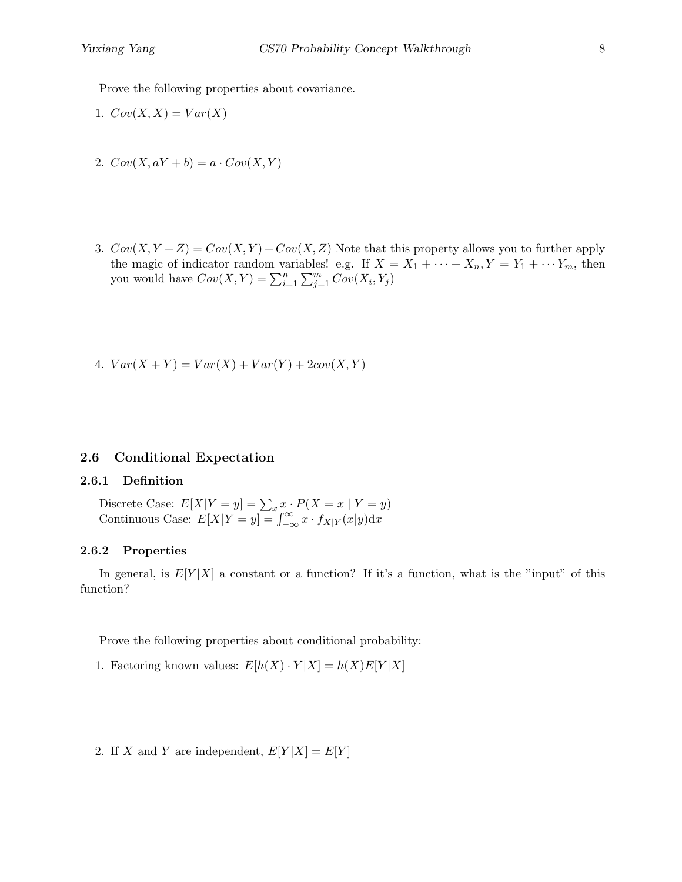Prove the following properties about covariance.

1. $Cov(X, X) = Var(X)$

2. $Cov(X, aY + b) = a \cdot Cov(X, Y)$

3. $Cov(X, Y + Z) = Cov(X, Y) + Cov(X, Z)$ Note that this property allows you to further apply the magic of indicator random variables! e.g. If $X = X_1 + \cdots + X_n, Y = Y_1 + \cdots Y_m$, then you would have $Cov(X, Y) = \sum_{i=1}^{n} \sum_{j=1}^{m} Cov(X_i, Y_j)$

4. $Var(X + Y) = Var(X) + Var(Y) + 2cov(X, Y)$

## 2.6 Conditional Expectation

### 2.6.1 Definition

Discrete Case: $E[X|Y = y] = \sum_x x \cdot P(X = x \mid Y = y)$
Continuous Case: $E[X|Y = y] = \int_{-\infty}^{\infty} x \cdot f_{X|Y}(x|y) \mathrm{d}x$

### 2.6.2 Properties

In general, is $E[Y|X]$ a constant or a function? If it's a function, what is the "input" of this function?

Prove the following properties about conditional probability:

1. Factoring known values: $E[h(X) \cdot Y|X] = h(X)E[Y|X]$

2. If $X$ and $Y$ are independent, $E[Y|X] = E[Y]$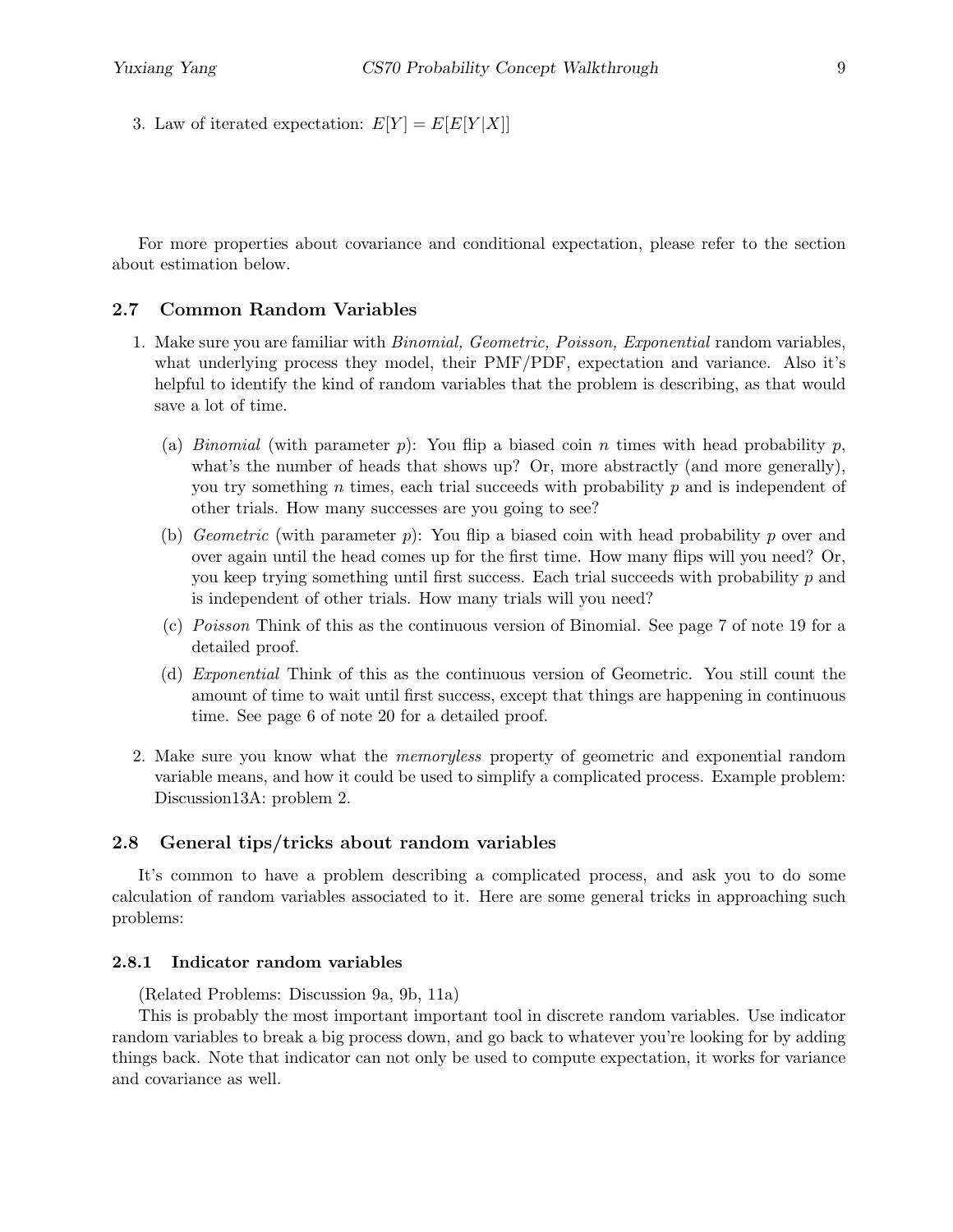3. Law of iterated expectation: $E[Y] = E[E[Y|X]]$

For more properties about covariance and conditional expectation, please refer to the section about estimation below.

### 2.7 Common Random Variables

1. Make sure you are familiar with *Binomial, Geometric, Poisson, Exponential* random variables, what underlying process they model, their PMF/PDF, expectation and variance. Also it's helpful to identify the kind of random variables that the problem is describing, as that would save a lot of time.

   (a) *Binomial* (with parameter $p$): You flip a biased coin $n$ times with head probability $p$, what's the number of heads that shows up? Or, more abstractly (and more generally), you try something $n$ times, each trial succeeds with probability $p$ and is independent of other trials. How many successes are you going to see?

   (b) *Geometric* (with parameter $p$): You flip a biased coin with head probability $p$ over and over again until the head comes up for the first time. How many flips will you need? Or, you keep trying something until first success. Each trial succeeds with probability $p$ and is independent of other trials. How many trials will you need?

   (c) *Poisson* Think of this as the continuous version of Binomial. See page 7 of note 19 for a detailed proof.

   (d) *Exponential* Think of this as the continuous version of Geometric. You still count the amount of time to wait until first success, except that things are happening in continuous time. See page 6 of note 20 for a detailed proof.

2. Make sure you know what the *memoryless* property of geometric and exponential random variable means, and how it could be used to simplify a complicated process. Example problem: Discussion13A: problem 2.

### 2.8 General tips/tricks about random variables

It's common to have a problem describing a complicated process, and ask you to do some calculation of random variables associated to it. Here are some general tricks in approaching such problems:

#### 2.8.1 Indicator random variables

(Related Problems: Discussion 9a, 9b, 11a)

This is probably the most important important tool in discrete random variables. Use indicator random variables to break a big process down, and go back to whatever you're looking for by adding things back. Note that indicator can not only be used to compute expectation, it works for variance and covariance as well.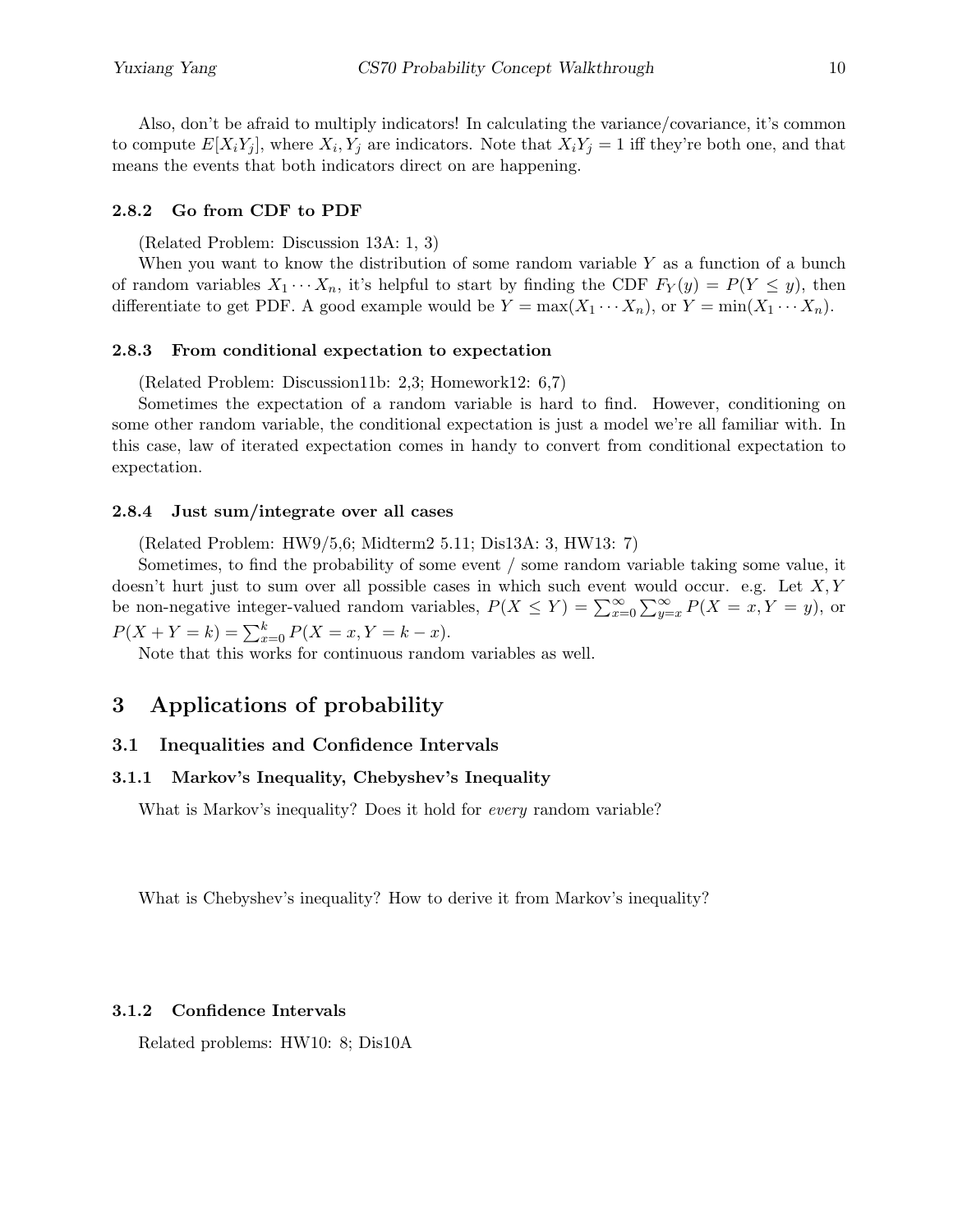Also, don't be afraid to multiply indicators! In calculating the variance/covariance, it's common to compute $E[X_iY_j]$, where $X_i, Y_j$ are indicators. Note that $X_iY_j = 1$ iff they're both one, and that means the events that both indicators direct on are happening.

#### 2.8.2 Go from CDF to PDF

(Related Problem: Discussion 13A: 1, 3)

When you want to know the distribution of some random variable $Y$ as a function of a bunch of random variables $X_1 \cdots X_n$, it's helpful to start by finding the CDF $F_Y(y) = P(Y \le y)$, then differentiate to get PDF. A good example would be $Y = \max(X_1 \cdots X_n)$, or $Y = \min(X_1 \cdots X_n)$.

#### 2.8.3 From conditional expectation to expectation

(Related Problem: Discussion11b: 2,3; Homework12: 6,7)

Sometimes the expectation of a random variable is hard to find. However, conditioning on some other random variable, the conditional expectation is just a model we're all familiar with. In this case, law of iterated expectation comes in handy to convert from conditional expectation to expectation.

#### 2.8.4 Just sum/integrate over all cases

(Related Problem: HW9/5,6; Midterm2 5.11; Dis13A: 3, HW13: 7)

Sometimes, to find the probability of some event / some random variable taking some value, it doesn't hurt just to sum over all possible cases in which such event would occur. e.g. Let $X, Y$ be non-negative integer-valued random variables, $P(X \le Y) = \sum_{x=0}^{\infty}\sum_{y=x}^{\infty} P(X = x, Y = y)$, or $P(X + Y = k) = \sum_{x=0}^{k} P(X = x, Y = k - x)$.

Note that this works for continuous random variables as well.

# 3 Applications of probability

## 3.1 Inequalities and Confidence Intervals

### 3.1.1 Markov's Inequality, Chebyshev's Inequality

What is Markov's inequality? Does it hold for *every* random variable?

What is Chebyshev's inequality? How to derive it from Markov's inequality?

### 3.1.2 Confidence Intervals

Related problems: HW10: 8; Dis10A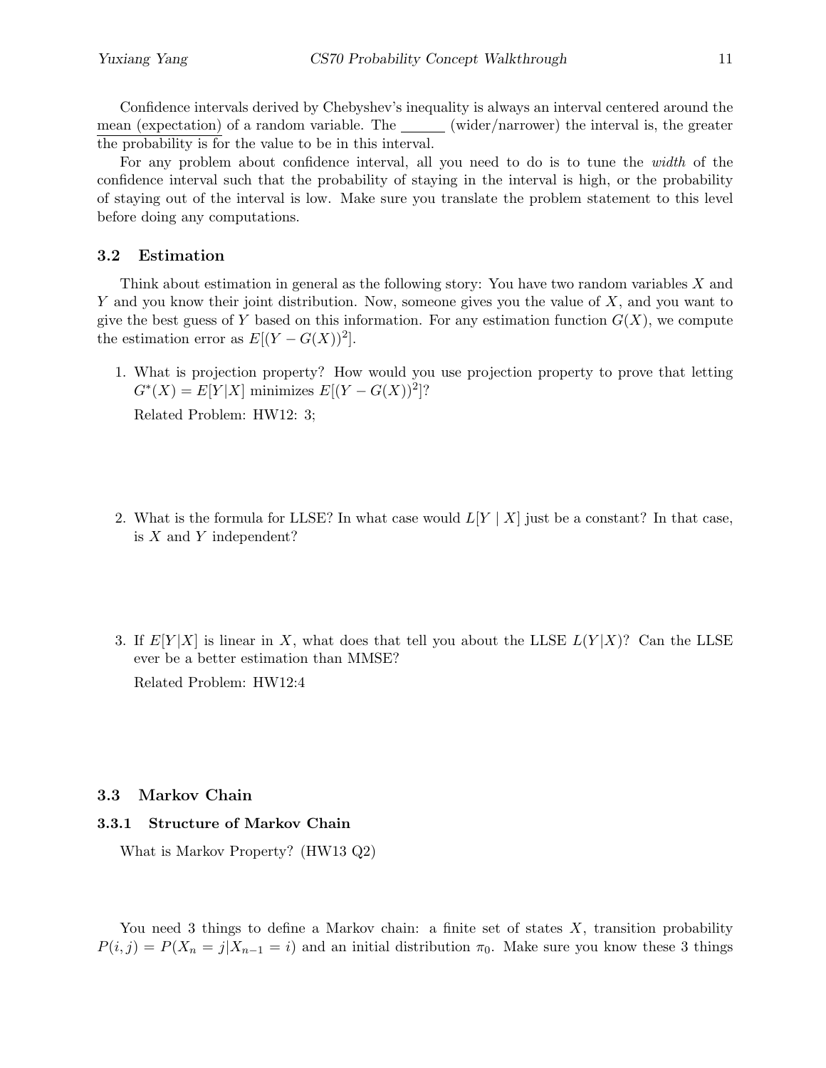Confidence intervals derived by Chebyshev's inequality is always an interval centered around the mean (expectation) of a random variable. The ______ (wider/narrower) the interval is, the greater the probability is for the value to be in this interval.

For any problem about confidence interval, all you need to do is to tune the *width* of the confidence interval such that the probability of staying in the interval is high, or the probability of staying out of the interval is low. Make sure you translate the problem statement to this level before doing any computations.

### 3.2 Estimation

Think about estimation in general as the following story: You have two random variables $X$ and $Y$ and you know their joint distribution. Now, someone gives you the value of $X$, and you want to give the best guess of $Y$ based on this information. For any estimation function $G(X)$, we compute the estimation error as $E[(Y - G(X))^2]$.

1. What is projection property? How would you use projection property to prove that letting $G^*(X) = E[Y|X]$ minimizes $E[(Y - G(X))^2]$?

   Related Problem: HW12: 3;

2. What is the formula for LLSE? In what case would $L[Y \mid X]$ just be a constant? In that case, is $X$ and $Y$ independent?

3. If $E[Y|X]$ is linear in $X$, what does that tell you about the LLSE $L(Y|X)$? Can the LLSE ever be a better estimation than MMSE?

   Related Problem: HW12:4

### 3.3 Markov Chain

#### 3.3.1 Structure of Markov Chain

What is Markov Property? (HW13 Q2)

You need 3 things to define a Markov chain: a finite set of states $X$, transition probability $P(i, j) = P(X_n = j|X_{n-1} = i)$ and an initial distribution $\pi_0$. Make sure you know these 3 things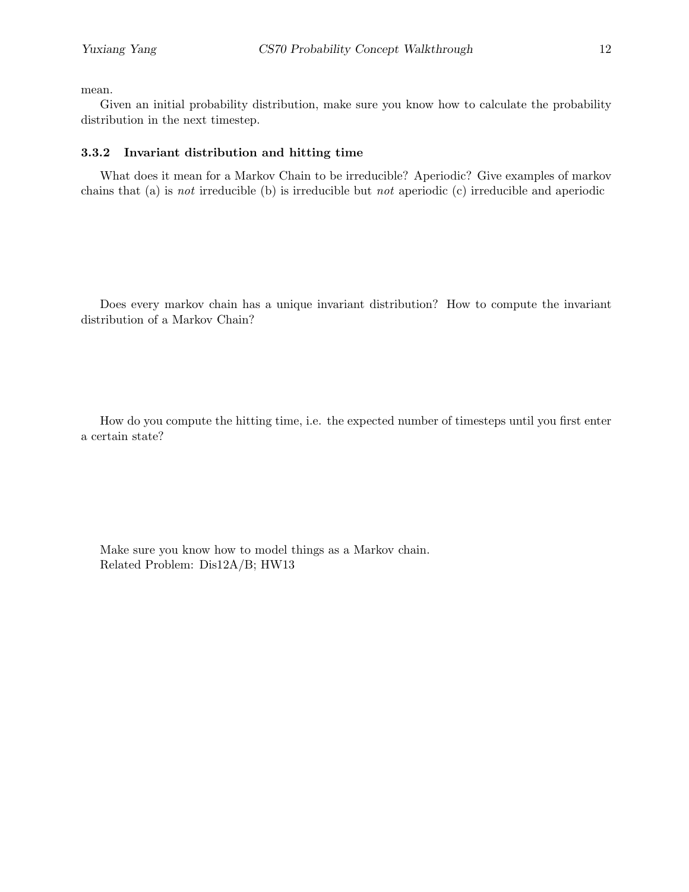mean.

Given an initial probability distribution, make sure you know how to calculate the probability distribution in the next timestep.

### 3.3.2 Invariant distribution and hitting time

What does it mean for a Markov Chain to be irreducible? Aperiodic? Give examples of markov chains that (a) is *not* irreducible (b) is irreducible but *not* aperiodic (c) irreducible and aperiodic

Does every markov chain has a unique invariant distribution? How to compute the invariant distribution of a Markov Chain?

How do you compute the hitting time, i.e. the expected number of timesteps until you first enter a certain state?

Make sure you know how to model things as a Markov chain.
Related Problem: Dis12A/B; HW13